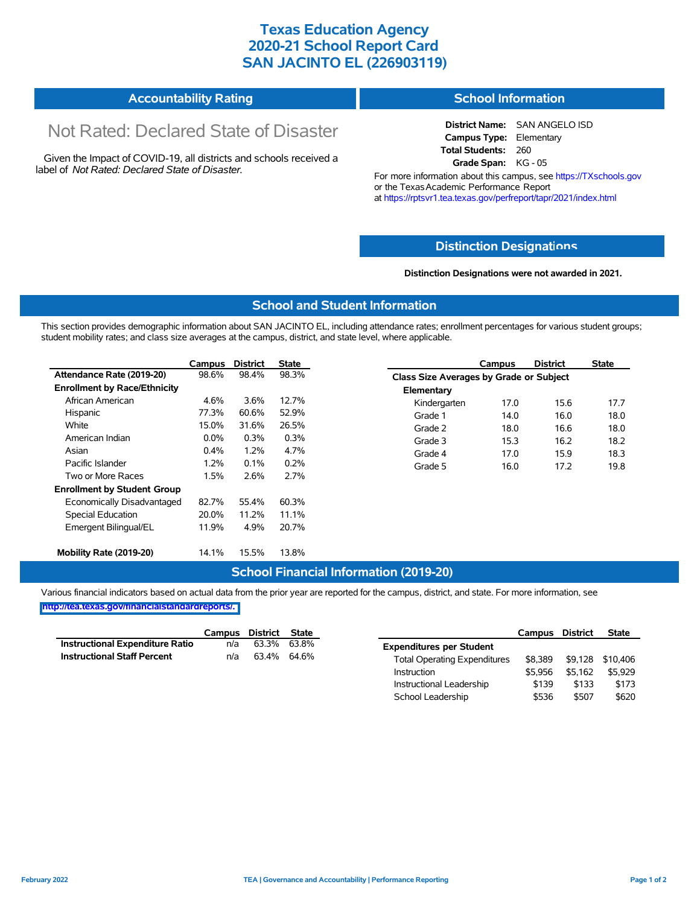# Texas Education Agency
# 2020-21 School Report Card
# SAN JACINTO EL (226903119)

## Accountability Rating

Not Rated: Declared State of Disaster

Given the Impact of COVID-19, all districts and schools received a label of *Not Rated: Declared State of Disaster*.

## School Information

**District Name:** SAN ANGELO ISD
**Campus Type:** Elementary
**Total Students:** 260
**Grade Span:** KG - 05

For more information about this campus, see https://TXschools.gov or the Texas Academic Performance Report at https://rptsvr1.tea.texas.gov/perfreport/tapr/2021/index.html

## Distinction Designations

**Distinction Designations were not awarded in 2021.**

## School and Student Information

This section provides demographic information about SAN JACINTO EL, including attendance rates; enrollment percentages for various student groups; student mobility rates; and class size averages at the campus, district, and state level, where applicable.

| | Campus | District | State |
|---|---|---|---|
| **Attendance Rate (2019-20)** | 98.6% | 98.4% | 98.3% |
| **Enrollment by Race/Ethnicity** | | | |
| African American | 4.6% | 3.6% | 12.7% |
| Hispanic | 77.3% | 60.6% | 52.9% |
| White | 15.0% | 31.6% | 26.5% |
| American Indian | 0.0% | 0.3% | 0.3% |
| Asian | 0.4% | 1.2% | 4.7% |
| Pacific Islander | 1.2% | 0.1% | 0.2% |
| Two or More Races | 1.5% | 2.6% | 2.7% |
| **Enrollment by Student Group** | | | |
| Economically Disadvantaged | 82.7% | 55.4% | 60.3% |
| Special Education | 20.0% | 11.2% | 11.1% |
| Emergent Bilingual/EL | 11.9% | 4.9% | 20.7% |
| **Mobility Rate (2019-20)** | 14.1% | 15.5% | 13.8% |

| | Campus | District | State |
|---|---|---|---|
| **Class Size Averages by Grade or Subject** | | | |
| **Elementary** | | | |
| Kindergarten | 17.0 | 15.6 | 17.7 |
| Grade 1 | 14.0 | 16.0 | 18.0 |
| Grade 2 | 18.0 | 16.6 | 18.0 |
| Grade 3 | 15.3 | 16.2 | 18.2 |
| Grade 4 | 17.0 | 15.9 | 18.3 |
| Grade 5 | 16.0 | 17.2 | 19.8 |

## School Financial Information (2019-20)

Various financial indicators based on actual data from the prior year are reported for the campus, district, and state. For more information, see http://tea.texas.gov/financialstandardreports/.

| | Campus | District | State |
|---|---|---|---|
| **Instructional Expenditure Ratio** | n/a | 63.3% | 63.8% |
| **Instructional Staff Percent** | n/a | 63.4% | 64.6% |

| | Campus | District | State |
|---|---|---|---|
| **Expenditures per Student** | | | |
| Total Operating Expenditures | $8,389 | $9,128 | $10,406 |
| Instruction | $5,956 | $5,162 | $5,929 |
| Instructional Leadership | $139 | $133 | $173 |
| School Leadership | $536 | $507 | $620 |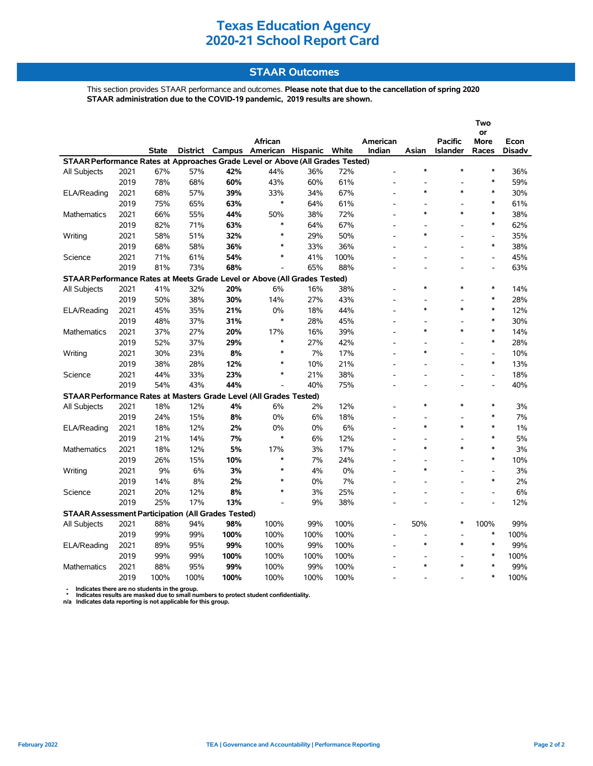# Texas Education Agency
# 2020-21 School Report Card

## STAAR Outcomes

This section provides STAAR performance and outcomes. **Please note that due to the cancellation of spring 2020 STAAR administration due to the COVID-19 pandemic, 2019 results are shown.**

| | | State | District | Campus | African American | Hispanic | White | American Indian | Asian | Pacific Islander | Two or More Races | Econ Disadv |
|---|---|---|---|---|---|---|---|---|---|---|---|---|
| **STAAR Performance Rates at Approaches Grade Level or Above (All Grades Tested)** | | | | | | | | | | | | |
| All Subjects | 2021 | 67% | 57% | **42%** | 44% | 36% | 72% | - | * | * | * | 36% |
| | 2019 | 78% | 68% | **60%** | 43% | 60% | 61% | - | - | - | * | 59% |
| ELA/Reading | 2021 | 68% | 57% | **39%** | 33% | 34% | 67% | - | * | * | * | 30% |
| | 2019 | 75% | 65% | **63%** | * | 64% | 61% | - | - | - | * | 61% |
| Mathematics | 2021 | 66% | 55% | **44%** | 50% | 38% | 72% | - | * | * | * | 38% |
| | 2019 | 82% | 71% | **63%** | * | 64% | 67% | - | - | - | * | 62% |
| Writing | 2021 | 58% | 51% | **32%** | * | 29% | 50% | - | * | - | - | 35% |
| | 2019 | 68% | 58% | **36%** | * | 33% | 36% | - | - | - | * | 38% |
| Science | 2021 | 71% | 61% | **54%** | * | 41% | 100% | - | - | - | - | 45% |
| | 2019 | 81% | 73% | **68%** | - | 65% | 88% | - | - | - | - | 63% |
| **STAAR Performance Rates at Meets Grade Level or Above (All Grades Tested)** | | | | | | | | | | | | |
| All Subjects | 2021 | 41% | 32% | **20%** | 6% | 16% | 38% | - | * | * | * | 14% |
| | 2019 | 50% | 38% | **30%** | 14% | 27% | 43% | - | - | - | * | 28% |
| ELA/Reading | 2021 | 45% | 35% | **21%** | 0% | 18% | 44% | - | * | * | * | 12% |
| | 2019 | 48% | 37% | **31%** | * | 28% | 45% | - | - | - | * | 30% |
| Mathematics | 2021 | 37% | 27% | **20%** | 17% | 16% | 39% | - | * | * | * | 14% |
| | 2019 | 52% | 37% | **29%** | * | 27% | 42% | - | - | - | * | 28% |
| Writing | 2021 | 30% | 23% | **8%** | * | 7% | 17% | - | * | - | - | 10% |
| | 2019 | 38% | 28% | **12%** | * | 10% | 21% | - | - | - | * | 13% |
| Science | 2021 | 44% | 33% | **23%** | * | 21% | 38% | - | - | - | - | 18% |
| | 2019 | 54% | 43% | **44%** | - | 40% | 75% | - | - | - | - | 40% |
| **STAAR Performance Rates at Masters Grade Level (All Grades Tested)** | | | | | | | | | | | | |
| All Subjects | 2021 | 18% | 12% | **4%** | 6% | 2% | 12% | - | * | * | * | 3% |
| | 2019 | 24% | 15% | **8%** | 0% | 6% | 18% | - | - | - | * | 7% |
| ELA/Reading | 2021 | 18% | 12% | **2%** | 0% | 0% | 6% | - | * | * | * | 1% |
| | 2019 | 21% | 14% | **7%** | * | 6% | 12% | - | - | - | * | 5% |
| Mathematics | 2021 | 18% | 12% | **5%** | 17% | 3% | 17% | - | * | * | * | 3% |
| | 2019 | 26% | 15% | **10%** | * | 7% | 24% | - | - | - | * | 10% |
| Writing | 2021 | 9% | 6% | **3%** | * | 4% | 0% | - | * | - | - | 3% |
| | 2019 | 14% | 8% | **2%** | * | 0% | 7% | - | - | - | * | 2% |
| Science | 2021 | 20% | 12% | **8%** | * | 3% | 25% | - | - | - | - | 6% |
| | 2019 | 25% | 17% | **13%** | - | 9% | 38% | - | - | - | - | 12% |
| **STAAR Assessment Participation (All Grades Tested)** | | | | | | | | | | | | |
| All Subjects | 2021 | 88% | 94% | **98%** | 100% | 99% | 100% | - | 50% | * | 100% | 99% |
| | 2019 | 99% | 99% | **100%** | 100% | 100% | 100% | - | - | - | * | 100% |
| ELA/Reading | 2021 | 89% | 95% | **99%** | 100% | 99% | 100% | - | * | * | * | 99% |
| | 2019 | 99% | 99% | **100%** | 100% | 100% | 100% | - | - | - | * | 100% |
| Mathematics | 2021 | 88% | 95% | **99%** | 100% | 99% | 100% | - | * | * | * | 99% |
| | 2019 | 100% | 100% | **100%** | 100% | 100% | 100% | - | - | - | * | 100% |

**-** Indicates there are no students in the group.
**\*** Indicates results are masked due to small numbers to protect student confidentiality.
**n/a** Indicates data reporting is not applicable for this group.